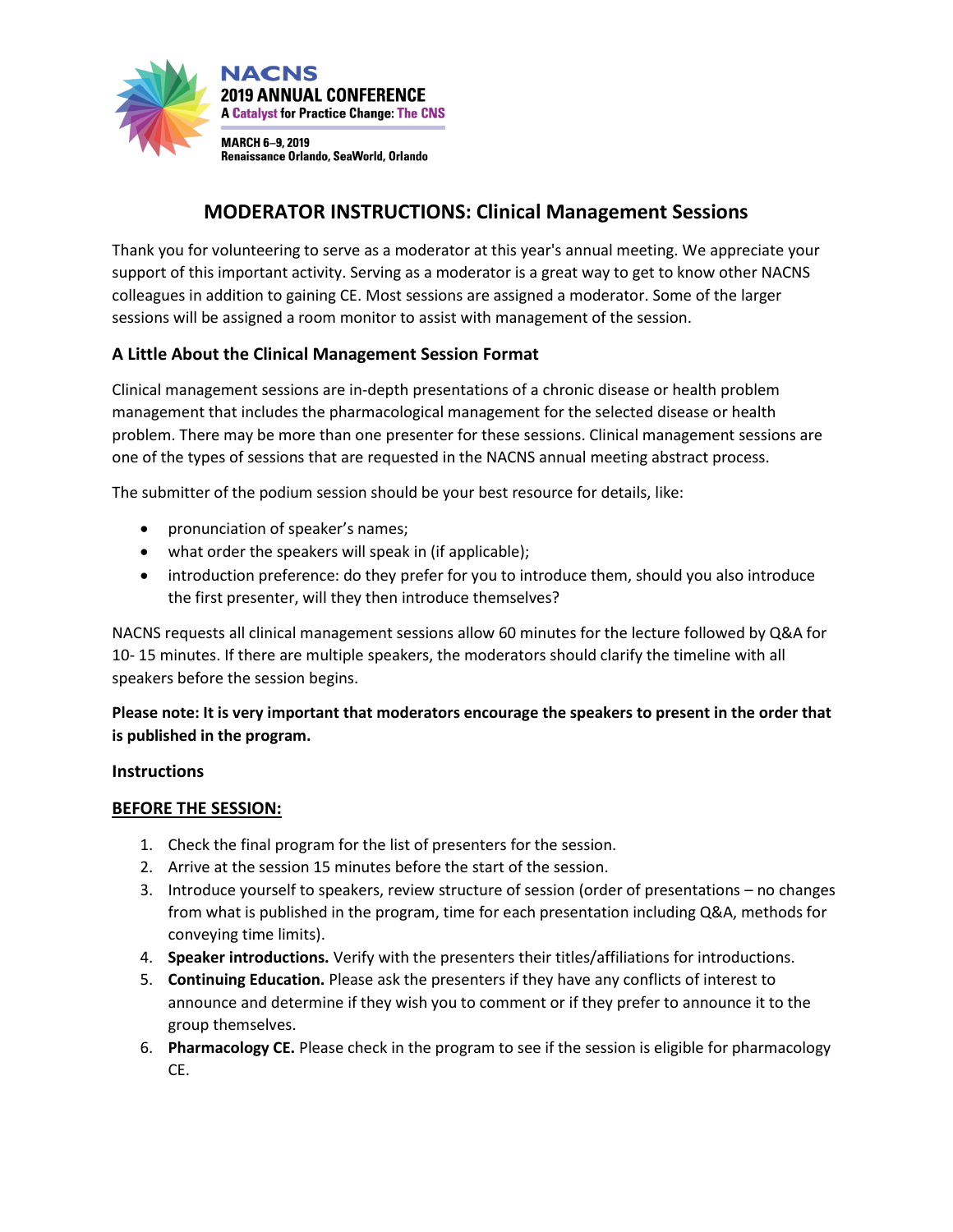NACNS
2019 ANNUAL CONFERENCE
A Catalyst for Practice Change: The CNS

MARCH 6–9, 2019
Renaissance Orlando, SeaWorld, Orlando

# MODERATOR INSTRUCTIONS: Clinical Management Sessions

Thank you for volunteering to serve as a moderator at this year's annual meeting. We appreciate your support of this important activity. Serving as a moderator is a great way to get to know other NACNS colleagues in addition to gaining CE. Most sessions are assigned a moderator. Some of the larger sessions will be assigned a room monitor to assist with management of the session.

## A Little About the Clinical Management Session Format

Clinical management sessions are in-depth presentations of a chronic disease or health problem management that includes the pharmacological management for the selected disease or health problem. There may be more than one presenter for these sessions. Clinical management sessions are one of the types of sessions that are requested in the NACNS annual meeting abstract process.

The submitter of the podium session should be your best resource for details, like:

- pronunciation of speaker's names;
- what order the speakers will speak in (if applicable);
- introduction preference: do they prefer for you to introduce them, should you also introduce the first presenter, will they then introduce themselves?

NACNS requests all clinical management sessions allow 60 minutes for the lecture followed by Q&A for 10- 15 minutes. If there are multiple speakers, the moderators should clarify the timeline with all speakers before the session begins.

**Please note: It is very important that moderators encourage the speakers to present in the order that is published in the program.**

### Instructions

### BEFORE THE SESSION:

1. Check the final program for the list of presenters for the session.
2. Arrive at the session 15 minutes before the start of the session.
3. Introduce yourself to speakers, review structure of session (order of presentations – no changes from what is published in the program, time for each presentation including Q&A, methods for conveying time limits).
4. **Speaker introductions.** Verify with the presenters their titles/affiliations for introductions.
5. **Continuing Education.** Please ask the presenters if they have any conflicts of interest to announce and determine if they wish you to comment or if they prefer to announce it to the group themselves.
6. **Pharmacology CE.** Please check in the program to see if the session is eligible for pharmacology CE.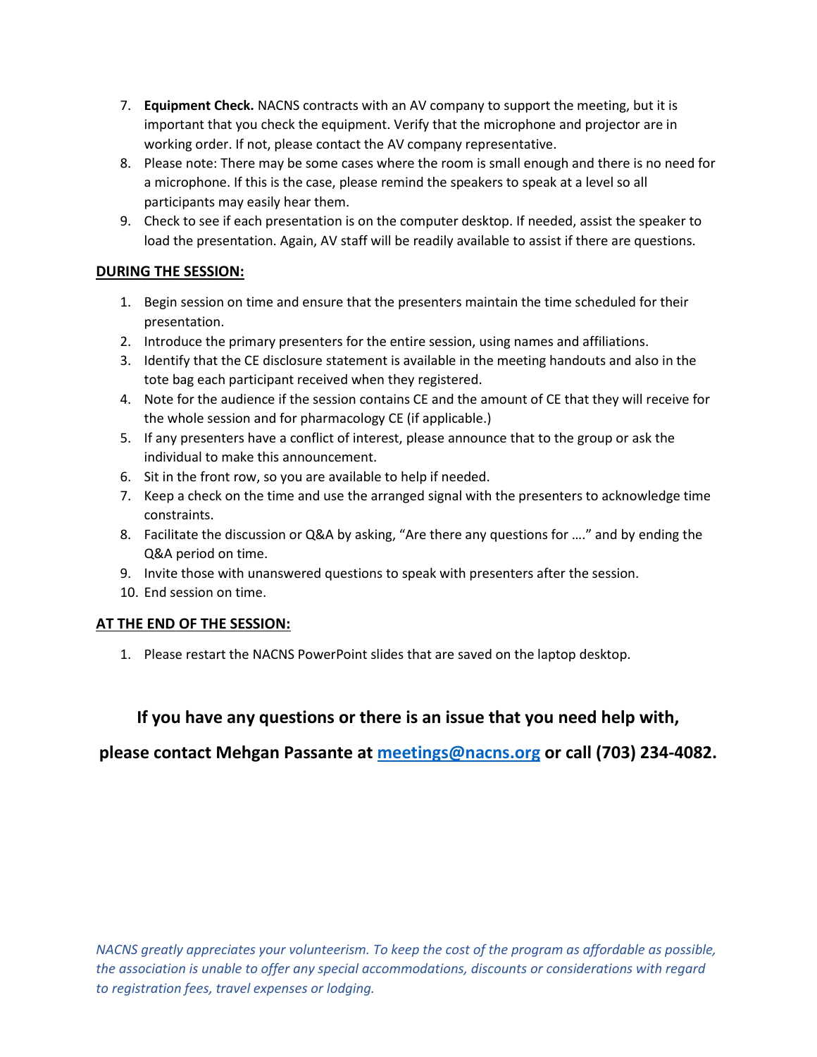7. **Equipment Check.** NACNS contracts with an AV company to support the meeting, but it is important that you check the equipment. Verify that the microphone and projector are in working order. If not, please contact the AV company representative.
8. Please note: There may be some cases where the room is small enough and there is no need for a microphone. If this is the case, please remind the speakers to speak at a level so all participants may easily hear them.
9. Check to see if each presentation is on the computer desktop. If needed, assist the speaker to load the presentation. Again, AV staff will be readily available to assist if there are questions.

**DURING THE SESSION:**

1. Begin session on time and ensure that the presenters maintain the time scheduled for their presentation.
2. Introduce the primary presenters for the entire session, using names and affiliations.
3. Identify that the CE disclosure statement is available in the meeting handouts and also in the tote bag each participant received when they registered.
4. Note for the audience if the session contains CE and the amount of CE that they will receive for the whole session and for pharmacology CE (if applicable.)
5. If any presenters have a conflict of interest, please announce that to the group or ask the individual to make this announcement.
6. Sit in the front row, so you are available to help if needed.
7. Keep a check on the time and use the arranged signal with the presenters to acknowledge time constraints.
8. Facilitate the discussion or Q&A by asking, "Are there any questions for …." and by ending the Q&A period on time.
9. Invite those with unanswered questions to speak with presenters after the session.
10. End session on time.

**AT THE END OF THE SESSION:**

1. Please restart the NACNS PowerPoint slides that are saved on the laptop desktop.

**If you have any questions or there is an issue that you need help with,**

**please contact Mehgan Passante at meetings@nacns.org or call (703) 234-4082.**

*NACNS greatly appreciates your volunteerism. To keep the cost of the program as affordable as possible, the association is unable to offer any special accommodations, discounts or considerations with regard to registration fees, travel expenses or lodging.*